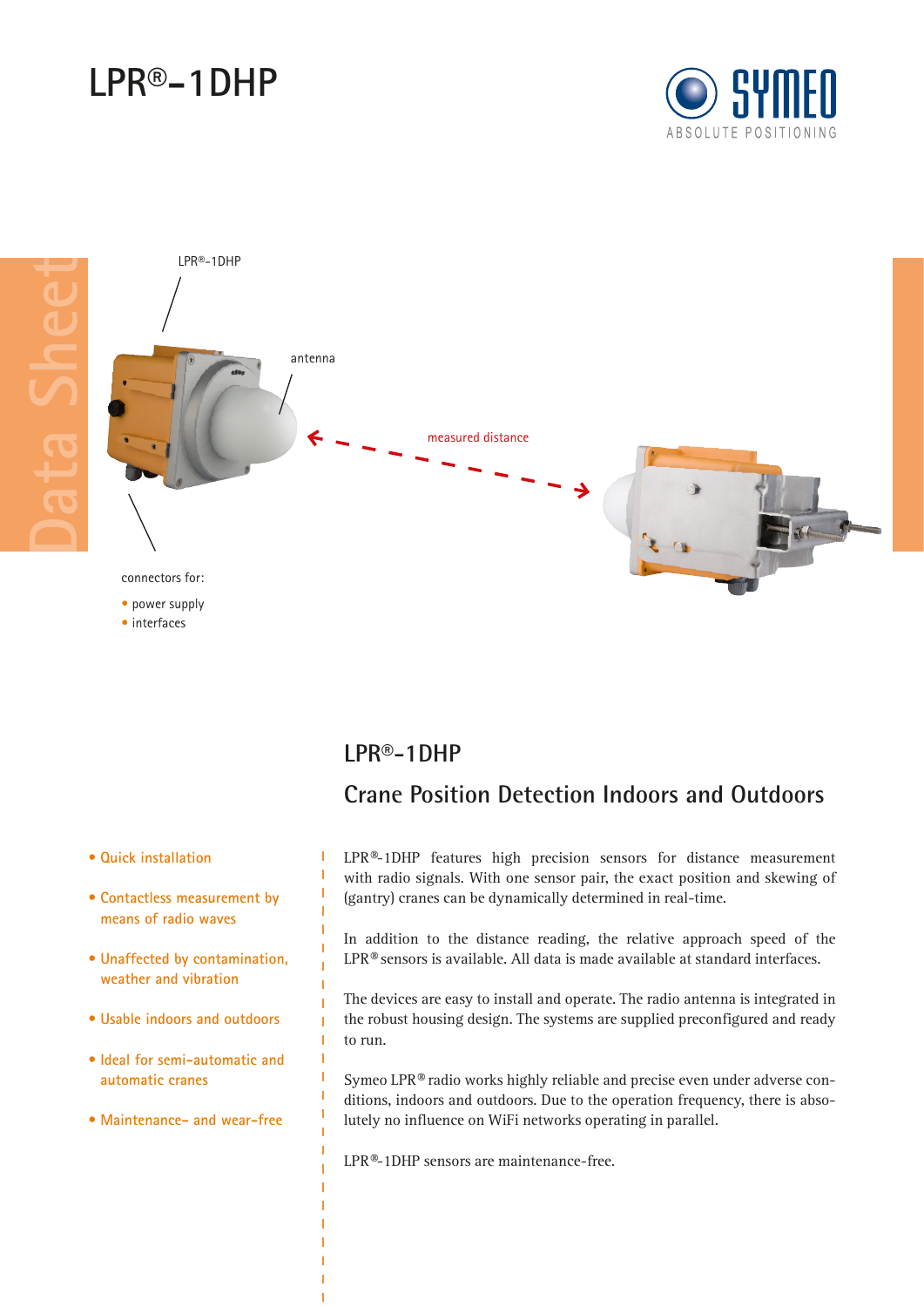# LPR®-1DHP

LPR®-1DHP

antenna

measured distance

connectors for:

- power supply
- interfaces

## LPR®-1DHP

## Crane Position Detection Indoors and Outdoors

- Quick installation
- Contactless measurement by means of radio waves
- Unaffected by contamination, weather and vibration
- Usable indoors and outdoors
- Ideal for semi-automatic and automatic cranes
- Maintenance- and wear-free

LPR®-1DHP features high precision sensors for distance measurement with radio signals. With one sensor pair, the exact position and skewing of (gantry) cranes can be dynamically determined in real-time.

In addition to the distance reading, the relative approach speed of the LPR® sensors is available. All data is made available at standard interfaces.

The devices are easy to install and operate. The radio antenna is integrated in the robust housing design. The systems are supplied preconfigured and ready to run.

Symeo LPR® radio works highly reliable and precise even under adverse conditions, indoors and outdoors. Due to the operation frequency, there is absolutely no influence on WiFi networks operating in parallel.

LPR®-1DHP sensors are maintenance-free.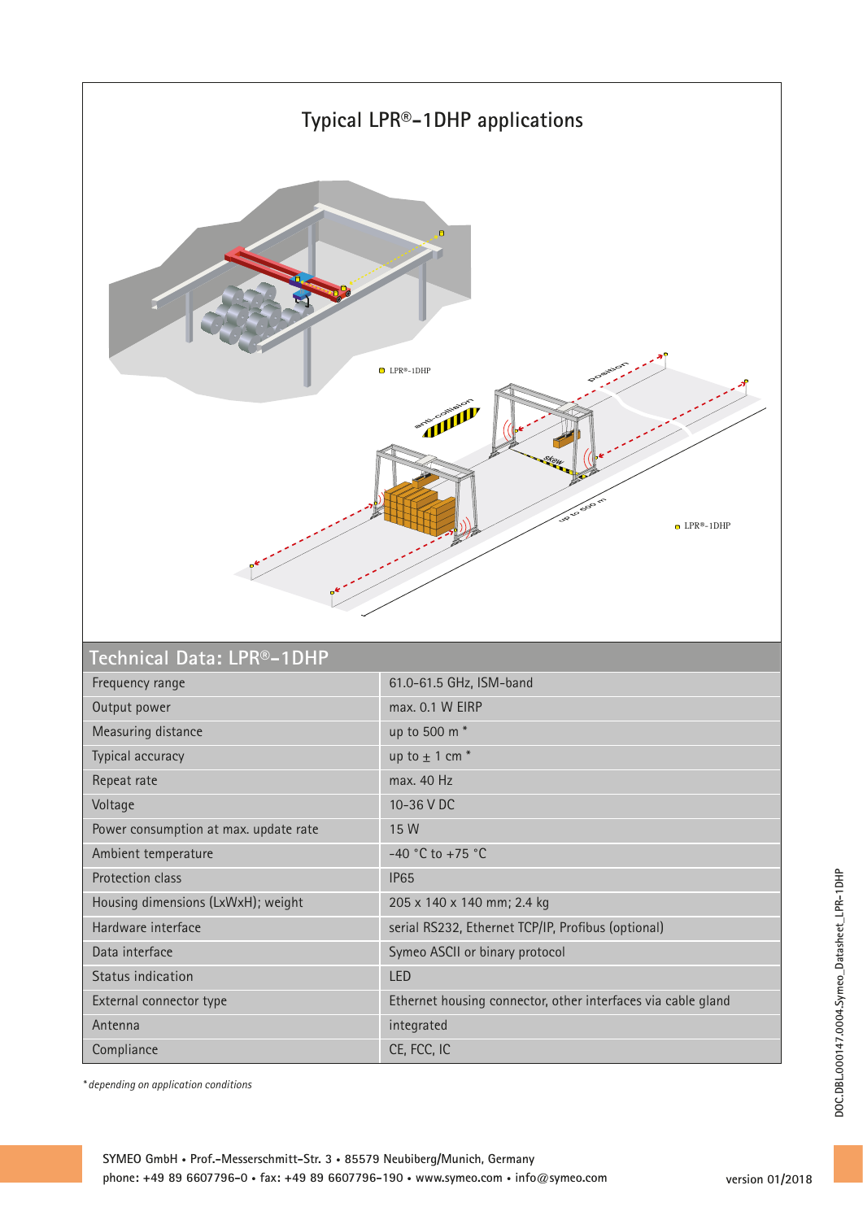## Typical LPR®-1DHP applications

LPR®-1DHP

anti-collision

position

skew

up to 500 m

LPR®-1DHP

## Technical Data: LPR®-1DHP

| | |
|---|---|
| Frequency range | 61.0-61.5 GHz, ISM-band |
| Output power | max. 0.1 W EIRP |
| Measuring distance | up to 500 m * |
| Typical accuracy | up to ± 1 cm * |
| Repeat rate | max. 40 Hz |
| Voltage | 10-36 V DC |
| Power consumption at max. update rate | 15 W |
| Ambient temperature | -40 °C to +75 °C |
| Protection class | IP65 |
| Housing dimensions (LxWxH); weight | 205 x 140 x 140 mm; 2.4 kg |
| Hardware interface | serial RS232, Ethernet TCP/IP, Profibus (optional) |
| Data interface | Symeo ASCII or binary protocol |
| Status indication | LED |
| External connector type | Ethernet housing connector, other interfaces via cable gland |
| Antenna | integrated |
| Compliance | CE, FCC, IC |

*\* depending on application conditions*

SYMEO GmbH • Prof.-Messerschmitt-Str. 3 • 85579 Neubiberg/Munich, Germany
phone: +49 89 6607796-0 • fax: +49 89 6607796-190 • www.symeo.com • info@symeo.com

version 01/2018

DOC.DBL.000147.0004-Symeo_Datasheet_LPR-1DHP